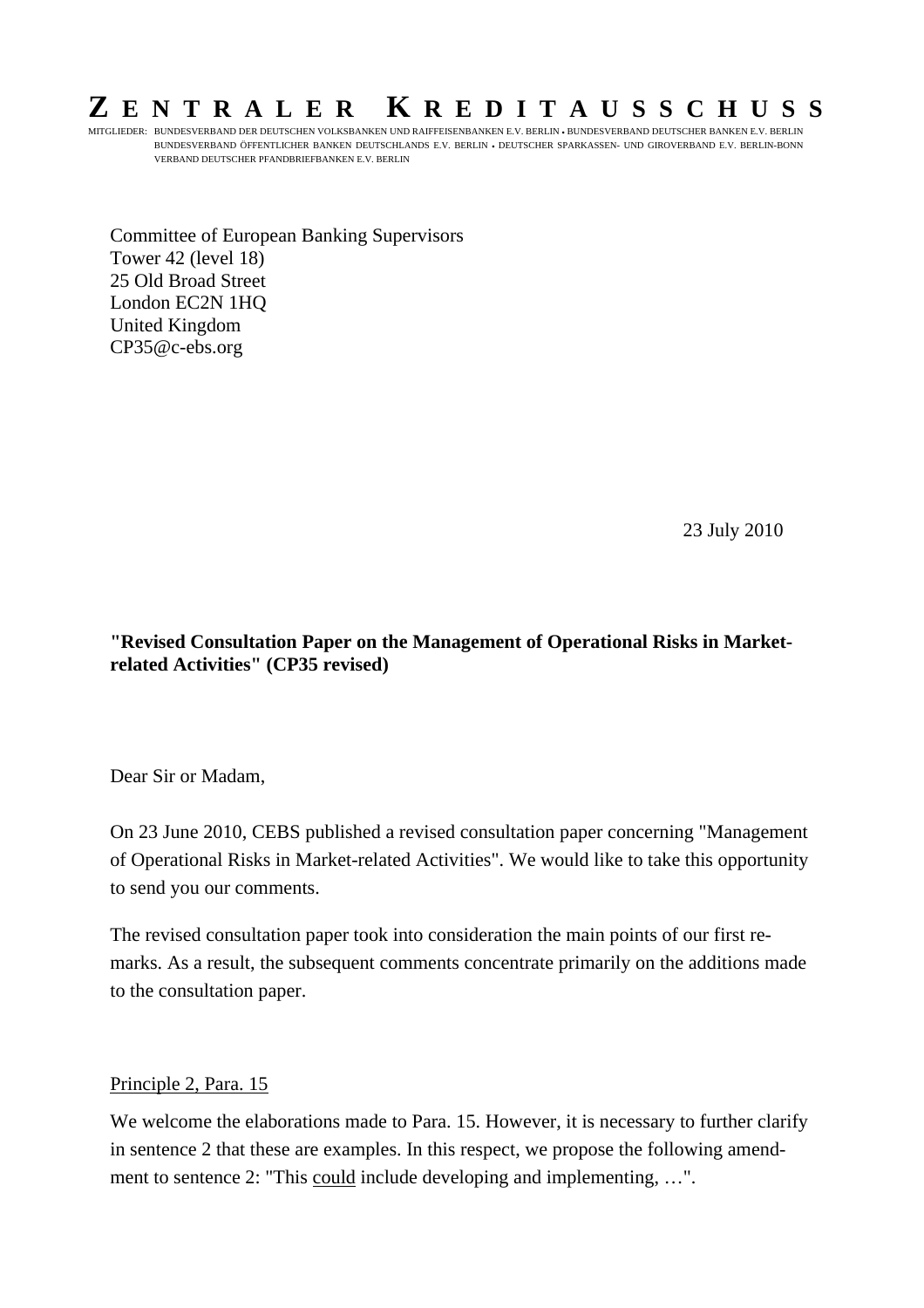# ZENTRALER KREDITAUSSCHUSS

MITGLIEDER: BUNDESVERBAND DER DEUTSCHEN VOLKSBANKEN UND RAIFFEISENBANKEN E.V. BERLIN • BUNDESVERBAND DEUTSCHER BANKEN E.V. BERLIN
BUNDESVERBAND ÖFFENTLICHER BANKEN DEUTSCHLANDS E.V. BERLIN • DEUTSCHER SPARKASSEN- UND GIROVERBAND E.V. BERLIN-BONN
VERBAND DEUTSCHER PFANDBRIEFBANKEN E.V. BERLIN

Committee of European Banking Supervisors
Tower 42 (level 18)
25 Old Broad Street
London EC2N 1HQ
United Kingdom
CP35@c-ebs.org

23 July 2010

**"Revised Consultation Paper on the Management of Operational Risks in Market-related Activities" (CP35 revised)**

Dear Sir or Madam,

On 23 June 2010, CEBS published a revised consultation paper concerning "Management of Operational Risks in Market-related Activities". We would like to take this opportunity to send you our comments.

The revised consultation paper took into consideration the main points of our first remarks. As a result, the subsequent comments concentrate primarily on the additions made to the consultation paper.

<u>Principle 2, Para. 15</u>

We welcome the elaborations made to Para. 15. However, it is necessary to further clarify in sentence 2 that these are examples. In this respect, we propose the following amendment to sentence 2: "This <u>could</u> include developing and implementing, …".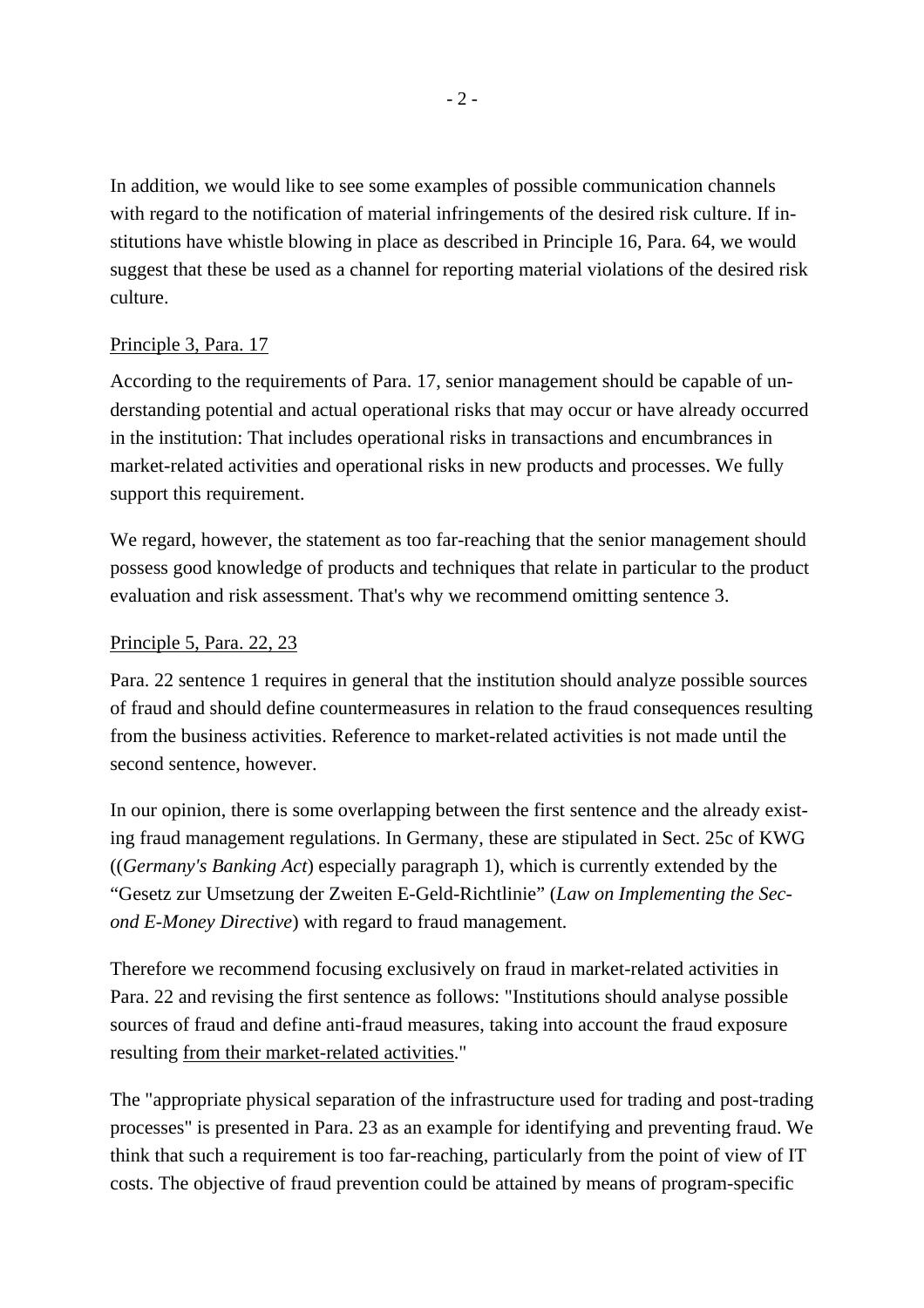In addition, we would like to see some examples of possible communication channels with regard to the notification of material infringements of the desired risk culture. If institutions have whistle blowing in place as described in Principle 16, Para. 64, we would suggest that these be used as a channel for reporting material violations of the desired risk culture.

Principle 3, Para. 17

According to the requirements of Para. 17, senior management should be capable of understanding potential and actual operational risks that may occur or have already occurred in the institution: That includes operational risks in transactions and encumbrances in market-related activities and operational risks in new products and processes. We fully support this requirement.

We regard, however, the statement as too far-reaching that the senior management should possess good knowledge of products and techniques that relate in particular to the product evaluation and risk assessment. That's why we recommend omitting sentence 3.

Principle 5, Para. 22, 23

Para. 22 sentence 1 requires in general that the institution should analyze possible sources of fraud and should define countermeasures in relation to the fraud consequences resulting from the business activities. Reference to market-related activities is not made until the second sentence, however.

In our opinion, there is some overlapping between the first sentence and the already existing fraud management regulations. In Germany, these are stipulated in Sect. 25c of KWG ((*Germany's Banking Act*) especially paragraph 1), which is currently extended by the "Gesetz zur Umsetzung der Zweiten E-Geld-Richtlinie" (*Law on Implementing the Second E-Money Directive*) with regard to fraud management.

Therefore we recommend focusing exclusively on fraud in market-related activities in Para. 22 and revising the first sentence as follows: "Institutions should analyse possible sources of fraud and define anti-fraud measures, taking into account the fraud exposure resulting from their market-related activities."

The "appropriate physical separation of the infrastructure used for trading and post-trading processes" is presented in Para. 23 as an example for identifying and preventing fraud. We think that such a requirement is too far-reaching, particularly from the point of view of IT costs. The objective of fraud prevention could be attained by means of program-specific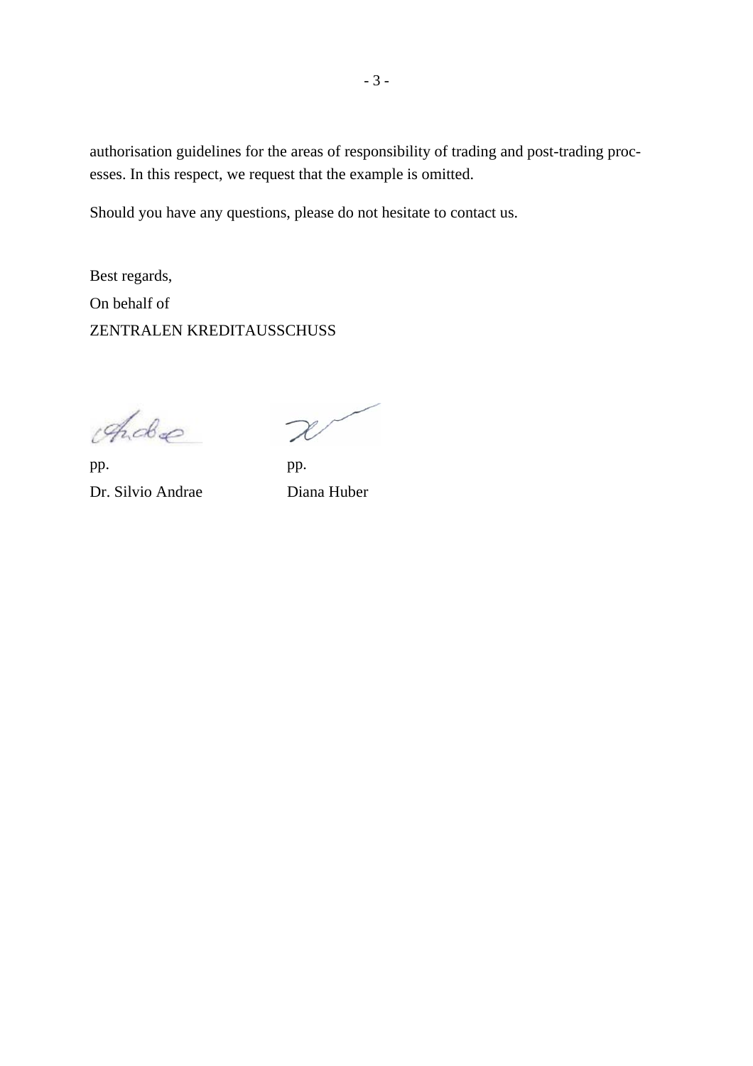authorisation guidelines for the areas of responsibility of trading and post-trading processes. In this respect, we request that the example is omitted.

Should you have any questions, please do not hesitate to contact us.

Best regards,
On behalf of
ZENTRALEN KREDITAUSSCHUSS

pp.
Dr. Silvio Andrae

pp.
Diana Huber